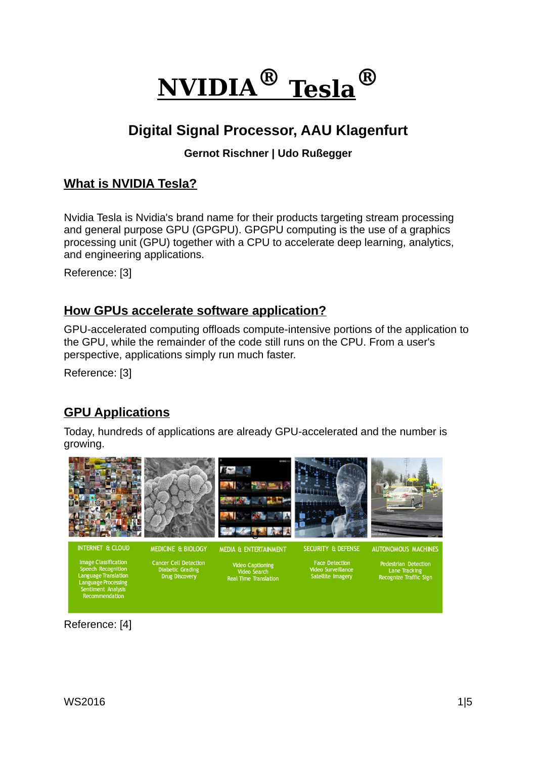# NVIDIA® Tesla®

## Digital Signal Processor, AAU Klagenfurt

**Gernot Rischner | Udo Rußegger**

## What is NVIDIA Tesla?

Nvidia Tesla is Nvidia's brand name for their products targeting stream processing and general purpose GPU (GPGPU). GPGPU computing is the use of a graphics processing unit (GPU) together with a CPU to accelerate deep learning, analytics, and engineering applications.

Reference: [3]

## How GPUs accelerate software application?

GPU-accelerated computing offloads compute-intensive portions of the application to the GPU, while the remainder of the code still runs on the CPU. From a user's perspective, applications simply run much faster.

Reference: [3]

## GPU Applications

Today, hundreds of applications are already GPU-accelerated and the number is growing.

| INTERNET & CLOUD | MEDICINE & BIOLOGY | MEDIA & ENTERTAINMENT | SECURITY & DEFENSE | AUTONOMOUS MACHINES |
| --- | --- | --- | --- | --- |
| Image Classification<br>Speech Recognition<br>Language Translation<br>Language Processing<br>Sentiment Analysis<br>Recommendation | Cancer Cell Detection<br>Diabetic Grading<br>Drug Discovery | Video Captioning<br>Video Search<br>Real Time Translation | Face Detection<br>Video Surveillance<br>Satellite Imagery | Pedestrian Detection<br>Lane Tracking<br>Recognize Traffic Sign |

Reference: [4]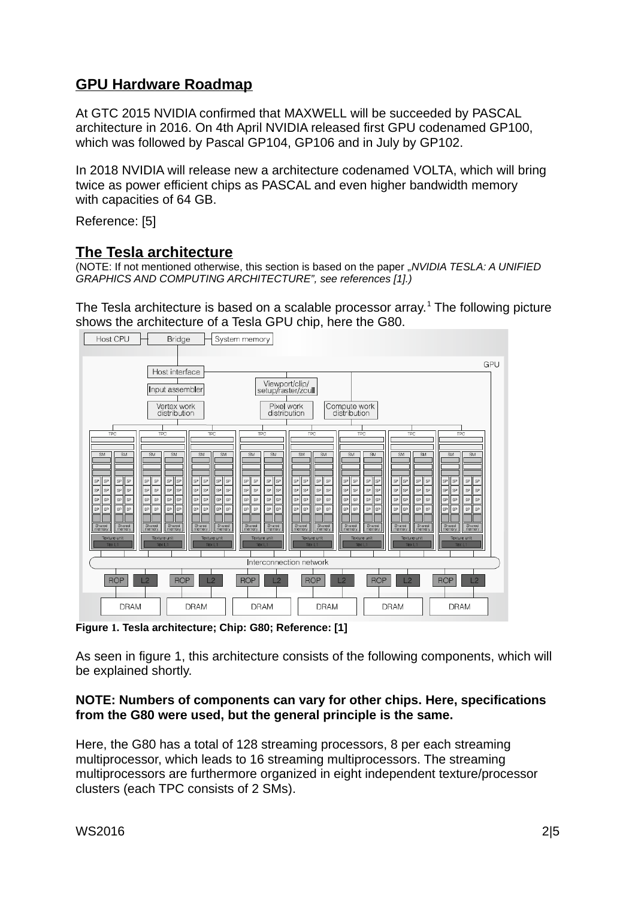## GPU Hardware Roadmap

At GTC 2015 NVIDIA confirmed that MAXWELL will be succeeded by PASCAL architecture in 2016. On 4th April NVIDIA released first GPU codenamed GP100, which was followed by Pascal GP104, GP106 and in July by GP102.

In 2018 NVIDIA will release new a architecture codenamed VOLTA, which will bring twice as power efficient chips as PASCAL and even higher bandwidth memory with capacities of 64 GB.

Reference: [5]

## The Tesla architecture

(NOTE: If not mentioned otherwise, this section is based on the paper „*NVIDIA TESLA: A UNIFIED GRAPHICS AND COMPUTING ARCHITECTURE", see references [1].)*

The Tesla architecture is based on a scalable processor array.[1] The following picture shows the architecture of a Tesla GPU chip, here the G80.

**Figure 1. Tesla architecture; Chip: G80; Reference: [1]**

As seen in figure 1, this architecture consists of the following components, which will be explained shortly.

**NOTE: Numbers of components can vary for other chips. Here, specifications from the G80 were used, but the general principle is the same.**

Here, the G80 has a total of 128 streaming processors, 8 per each streaming multiprocessor, which leads to 16 streaming multiprocessors. The streaming multiprocessors are furthermore organized in eight independent texture/processor clusters (each TPC consists of 2 SMs).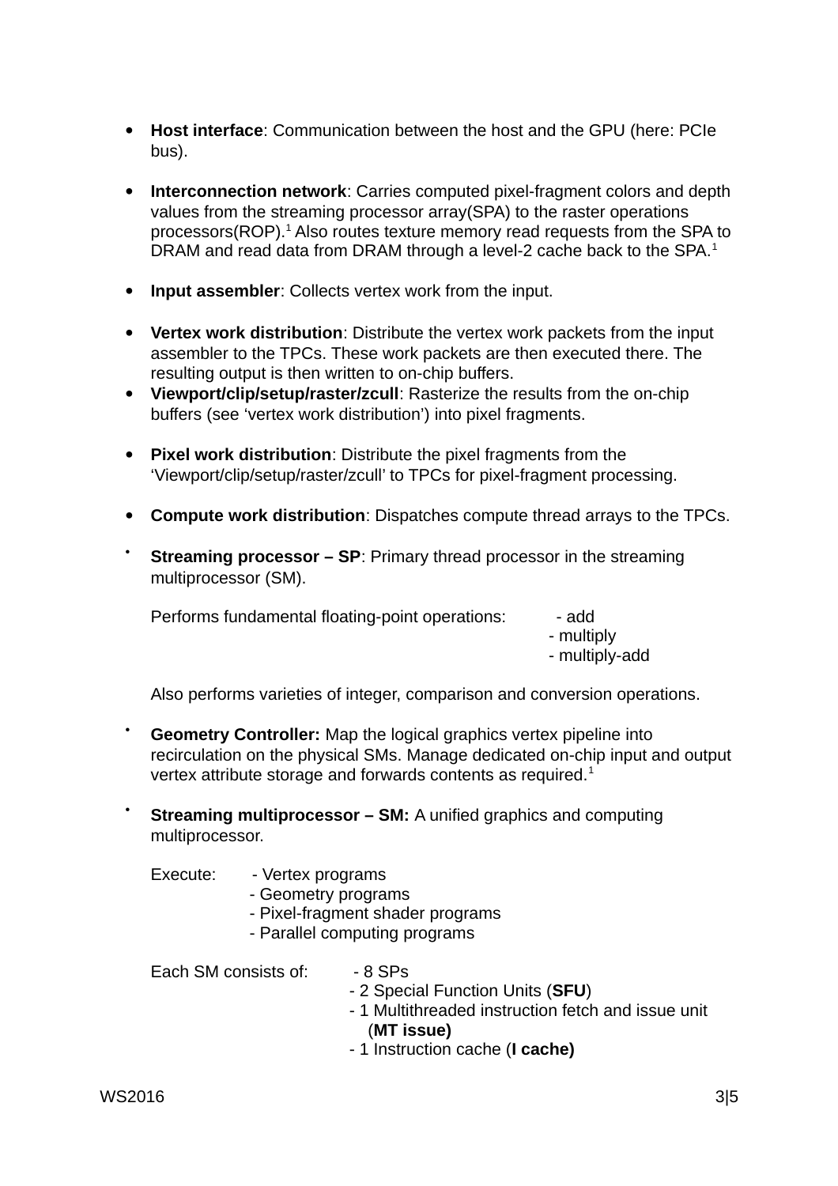- **Host interface**: Communication between the host and the GPU (here: PCIe bus).

- **Interconnection network**: Carries computed pixel-fragment colors and depth values from the streaming processor array(SPA) to the raster operations processors(ROP).[1] Also routes texture memory read requests from the SPA to DRAM and read data from DRAM through a level-2 cache back to the SPA.[1]

- **Input assembler**: Collects vertex work from the input.

- **Vertex work distribution**: Distribute the vertex work packets from the input assembler to the TPCs. These work packets are then executed there. The resulting output is then written to on-chip buffers.
- **Viewport/clip/setup/raster/zcull**: Rasterize the results from the on-chip buffers (see 'vertex work distribution') into pixel fragments.

- **Pixel work distribution**: Distribute the pixel fragments from the 'Viewport/clip/setup/raster/zcull' to TPCs for pixel-fragment processing.

- **Compute work distribution**: Dispatches compute thread arrays to the TPCs.

- **Streaming processor – SP**: Primary thread processor in the streaming multiprocessor (SM).

  Performs fundamental floating-point operations:
  - add
  - multiply
  - multiply-add

  Also performs varieties of integer, comparison and conversion operations.

- **Geometry Controller:** Map the logical graphics vertex pipeline into recirculation on the physical SMs. Manage dedicated on-chip input and output vertex attribute storage and forwards contents as required.[1]

- **Streaming multiprocessor – SM:** A unified graphics and computing multiprocessor.

  Execute:
  - Vertex programs
  - Geometry programs
  - Pixel-fragment shader programs
  - Parallel computing programs

  Each SM consists of:
  - 8 SPs
  - 2 Special Function Units (**SFU**)
  - 1 Multithreaded instruction fetch and issue unit (**MT issue)**
  - 1 Instruction cache (**I cache)**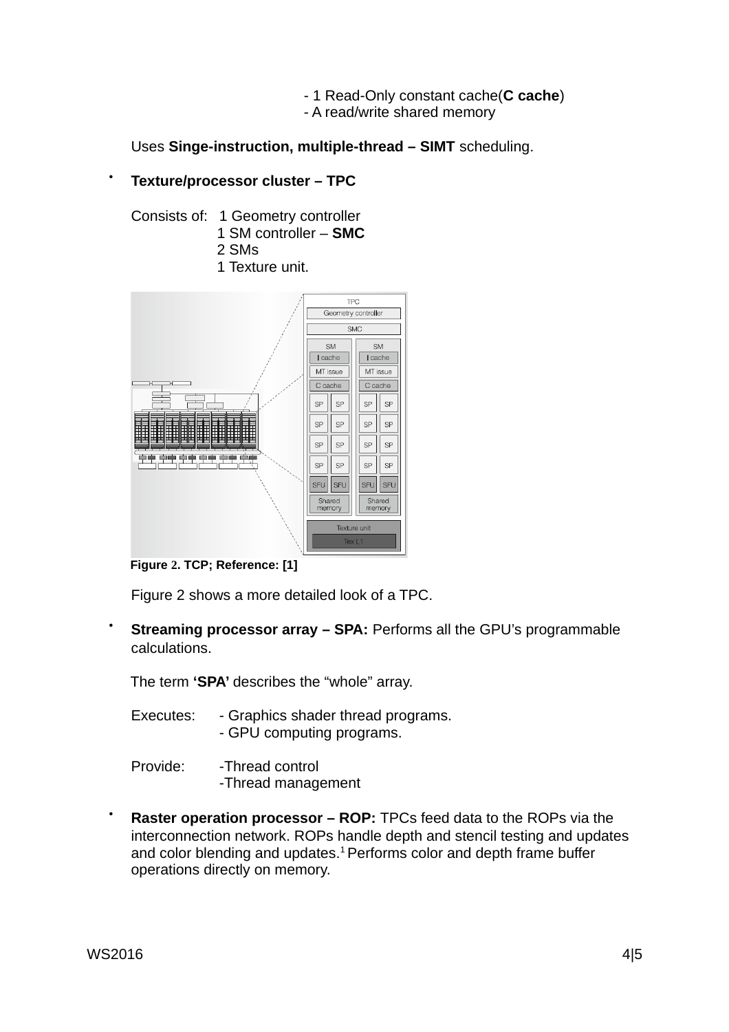- 1 Read-Only constant cache(**C cache**)
- A read/write shared memory

Uses **Singe-instruction, multiple-thread – SIMT** scheduling.

- **Texture/processor cluster – TPC**

  Consists of: 1 Geometry controller
  1 SM controller – **SMC**
  2 SMs
  1 Texture unit.

  **Figure 2. TCP; Reference: [1]**

  Figure 2 shows a more detailed look of a TPC.

- **Streaming processor array – SPA:** Performs all the GPU's programmable calculations.

  The term **'SPA'** describes the "whole" array.

  Executes: - Graphics shader thread programs.
  - GPU computing programs.

  Provide: -Thread control
  -Thread management

- **Raster operation processor – ROP:** TPCs feed data to the ROPs via the interconnection network. ROPs handle depth and stencil testing and updates and color blending and updates.[1] Performs color and depth frame buffer operations directly on memory.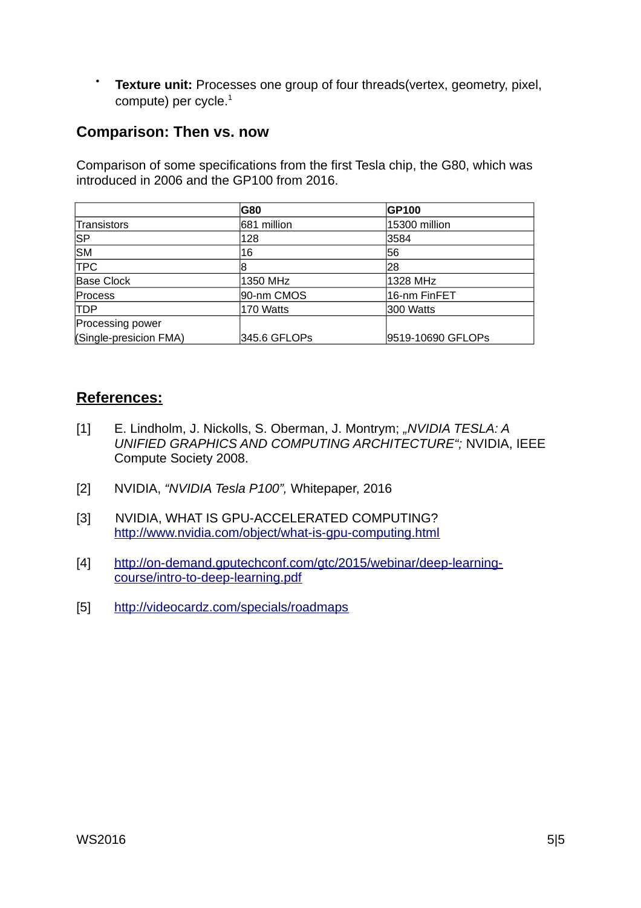- **Texture unit:** Processes one group of four threads(vertex, geometry, pixel, compute) per cycle.[1]

## Comparison: Then vs. now

Comparison of some specifications from the first Tesla chip, the G80, which was introduced in 2006 and the GP100 from 2016.

| | G80 | GP100 |
|---|---|---|
| Transistors | 681 million | 15300 million |
| SP | 128 | 3584 |
| SM | 16 | 56 |
| TPC | 8 | 28 |
| Base Clock | 1350 MHz | 1328 MHz |
| Process | 90-nm CMOS | 16-nm FinFET |
| TDP | 170 Watts | 300 Watts |
| Processing power (Single-presicion FMA) | 345.6 GFLOPs | 9519-10690 GFLOPs |

## References:

[1] E. Lindholm, J. Nickolls, S. Oberman, J. Montrym; *„NVIDIA TESLA: A UNIFIED GRAPHICS AND COMPUTING ARCHITECTURE“;* NVIDIA, IEEE Compute Society 2008.

[2] NVIDIA, *“NVIDIA Tesla P100”,* Whitepaper, 2016

[3] NVIDIA, WHAT IS GPU-ACCELERATED COMPUTING? http://www.nvidia.com/object/what-is-gpu-computing.html

[4] http://on-demand.gputechconf.com/gtc/2015/webinar/deep-learning-course/intro-to-deep-learning.pdf

[5] http://videocardz.com/specials/roadmaps